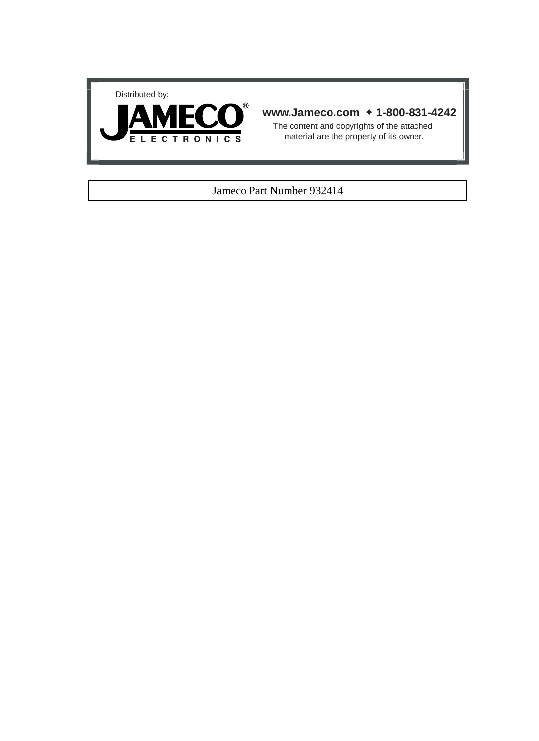Distributed by:

**JAMECO®**
ELECTRONICS

**www.Jameco.com ✦ 1-800-831-4242**

The content and copyrights of the attached material are the property of its owner.

Jameco Part Number 932414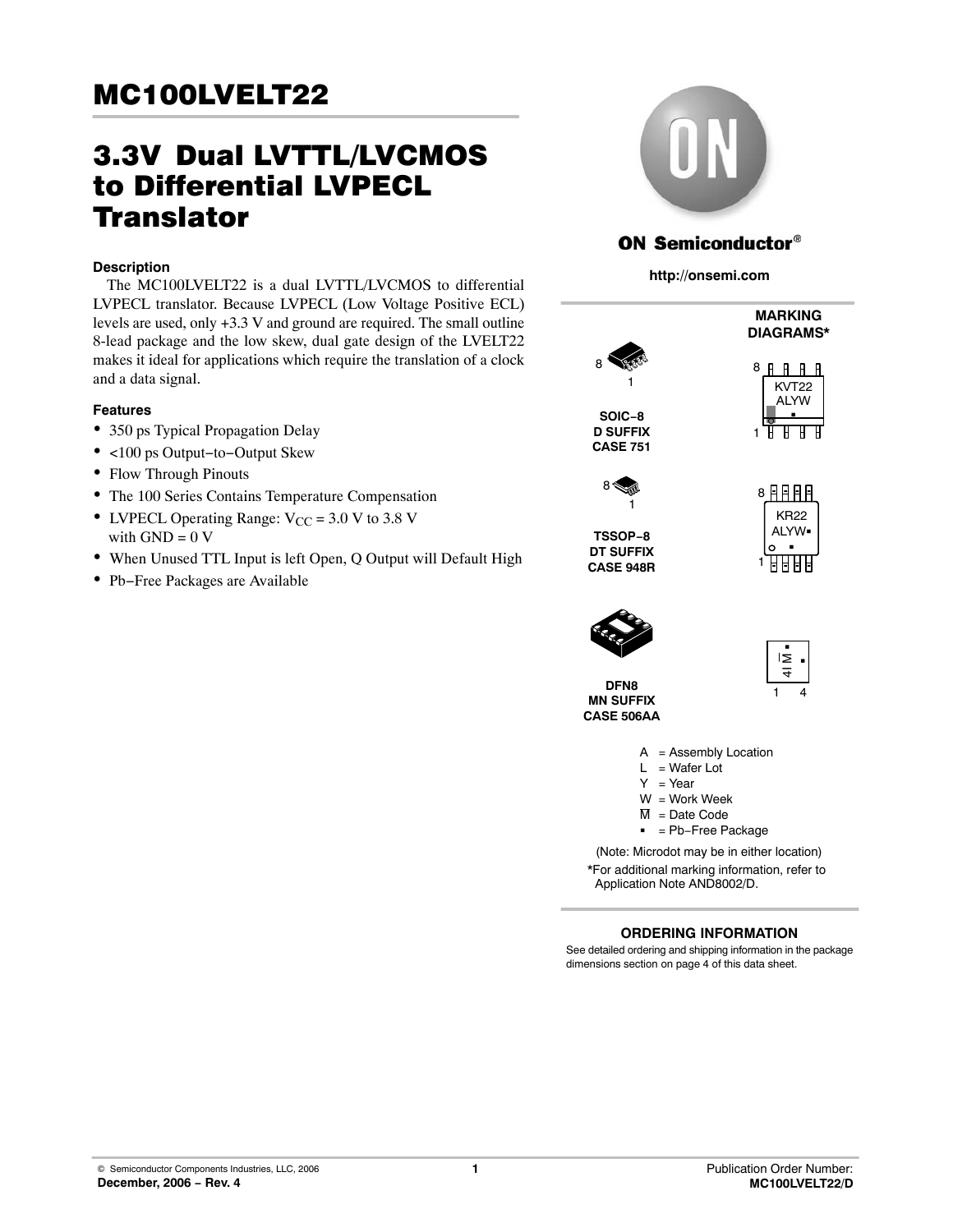# MC100LVELT22

# 3.3V Dual LVTTL/LVCMOS to Differential LVPECL Translator

ON Semiconductor®

http://onsemi.com

### Description

The MC100LVELT22 is a dual LVTTL/LVCMOS to differential LVPECL translator. Because LVPECL (Low Voltage Positive ECL) levels are used, only +3.3 V and ground are required. The small outline 8-lead package and the low skew, dual gate design of the LVELT22 makes it ideal for applications which require the translation of a clock and a data signal.

### Features

- 350 ps Typical Propagation Delay
- <100 ps Output−to−Output Skew
- Flow Through Pinouts
- The 100 Series Contains Temperature Compensation
- LVPECL Operating Range: $V_{CC}$ = 3.0 V to 3.8 V with GND = 0 V
- When Unused TTL Input is left Open, Q Output will Default High
- Pb−Free Packages are Available

**MARKING DIAGRAMS***

SOIC−8
D SUFFIX
CASE 751

KVT22
ALYW

TSSOP−8
DT SUFFIX
CASE 948R

KR22
ALYW

DFN8
MN SUFFIX
CASE 506AA

4I M

A = Assembly Location
L = Wafer Lot
Y = Year
W = Work Week
M = Date Code
▪ = Pb−Free Package

(Note: Microdot may be in either location)

*For additional marking information, refer to Application Note AND8002/D.

**ORDERING INFORMATION**

See detailed ordering and shipping information in the package dimensions section on page 4 of this data sheet.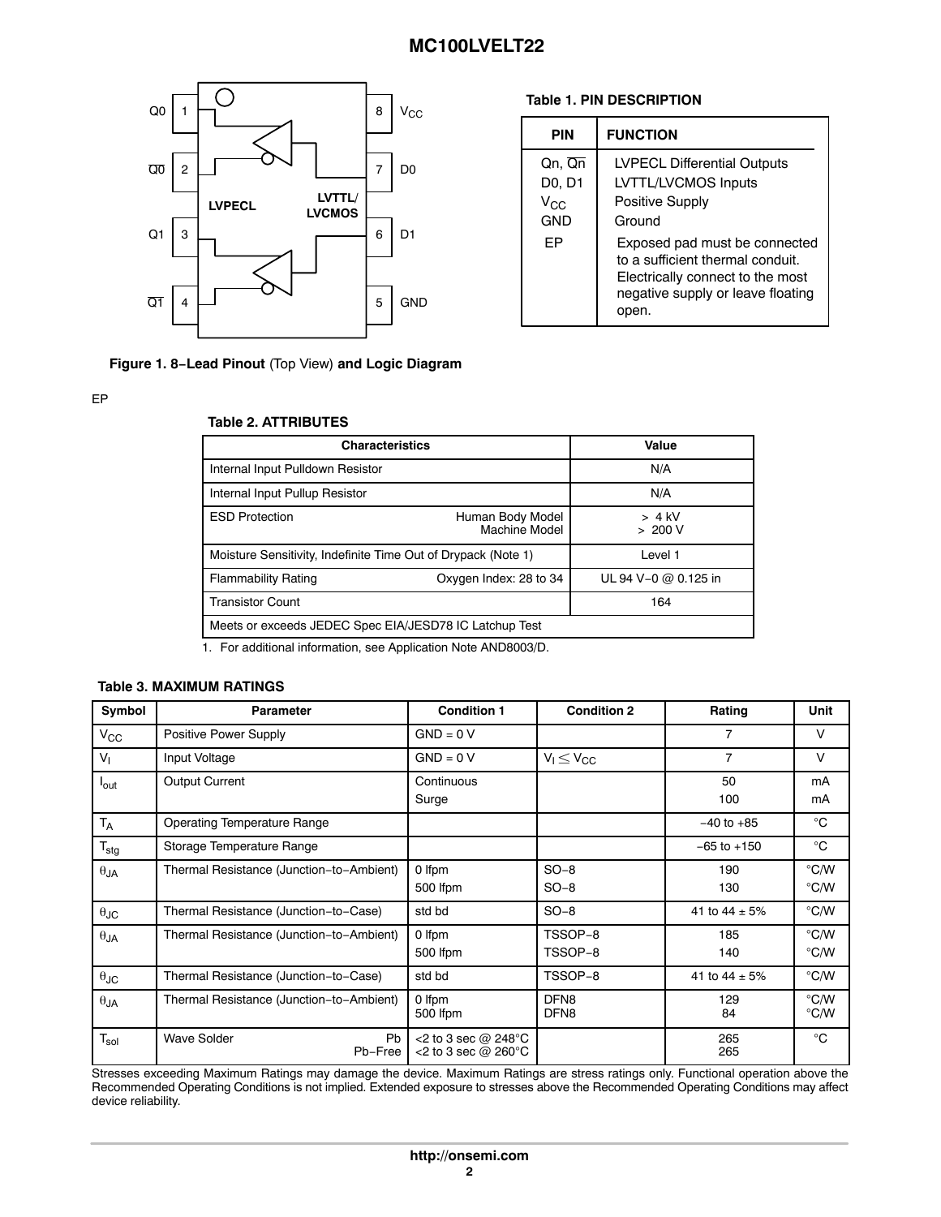Figure 1. 8−Lead Pinout (Top View) and Logic Diagram

EP

**Table 1. PIN DESCRIPTION**

| PIN | FUNCTION |
|---|---|
| Qn, $\overline{Qn}$ | LVPECL Differential Outputs |
| D0, D1 | LVTTL/LVCMOS Inputs |
| $V_{CC}$ | Positive Supply |
| GND | Ground |
| EP | Exposed pad must be connected to a sufficient thermal conduit. Electrically connect to the most negative supply or leave floating open. |

**Table 2. ATTRIBUTES**

| Characteristics | | Value |
|---|---|---|
| Internal Input Pulldown Resistor | | N/A |
| Internal Input Pullup Resistor | | N/A |
| ESD Protection | Human Body Model<br>Machine Model | > 4 kV<br>> 200 V |
| Moisture Sensitivity, Indefinite Time Out of Drypack (Note 1) | | Level 1 |
| Flammability Rating | Oxygen Index: 28 to 34 | UL 94 V−0 @ 0.125 in |
| Transistor Count | | 164 |
| Meets or exceeds JEDEC Spec EIA/JESD78 IC Latchup Test | | |

1. For additional information, see Application Note AND8003/D.

**Table 3. MAXIMUM RATINGS**

| Symbol | Parameter | Condition 1 | Condition 2 | Rating | Unit |
|---|---|---|---|---|---|
| $V_{CC}$ | Positive Power Supply | GND = 0 V | | 7 | V |
| $V_I$ | Input Voltage | GND = 0 V | $V_I \leq V_{CC}$ | 7 | V |
| $I_{out}$ | Output Current | Continuous<br>Surge | | 50<br>100 | mA<br>mA |
| $T_A$ | Operating Temperature Range | | | −40 to +85 | °C |
| $T_{stg}$ | Storage Temperature Range | | | −65 to +150 | °C |
| $\theta_{JA}$ | Thermal Resistance (Junction−to−Ambient) | 0 lfpm<br>500 lfpm | SO−8<br>SO−8 | 190<br>130 | °C/W<br>°C/W |
| $\theta_{JC}$ | Thermal Resistance (Junction−to−Case) | std bd | SO−8 | 41 to 44 ± 5% | °C/W |
| $\theta_{JA}$ | Thermal Resistance (Junction−to−Ambient) | 0 lfpm<br>500 lfpm | TSSOP−8<br>TSSOP−8 | 185<br>140 | °C/W<br>°C/W |
| $\theta_{JC}$ | Thermal Resistance (Junction−to−Case) | std bd | TSSOP−8 | 41 to 44 ± 5% | °C/W |
| $\theta_{JA}$ | Thermal Resistance (Junction−to−Ambient) | 0 lfpm<br>500 lfpm | DFN8<br>DFN8 | 129<br>84 | °C/W<br>°C/W |
| $T_{sol}$ | Wave Solder Pb<br>Pb−Free | <2 to 3 sec @ 248°C<br><2 to 3 sec @ 260°C | | 265<br>265 | °C |

Stresses exceeding Maximum Ratings may damage the device. Maximum Ratings are stress ratings only. Functional operation above the Recommended Operating Conditions is not implied. Extended exposure to stresses above the Recommended Operating Conditions may affect device reliability.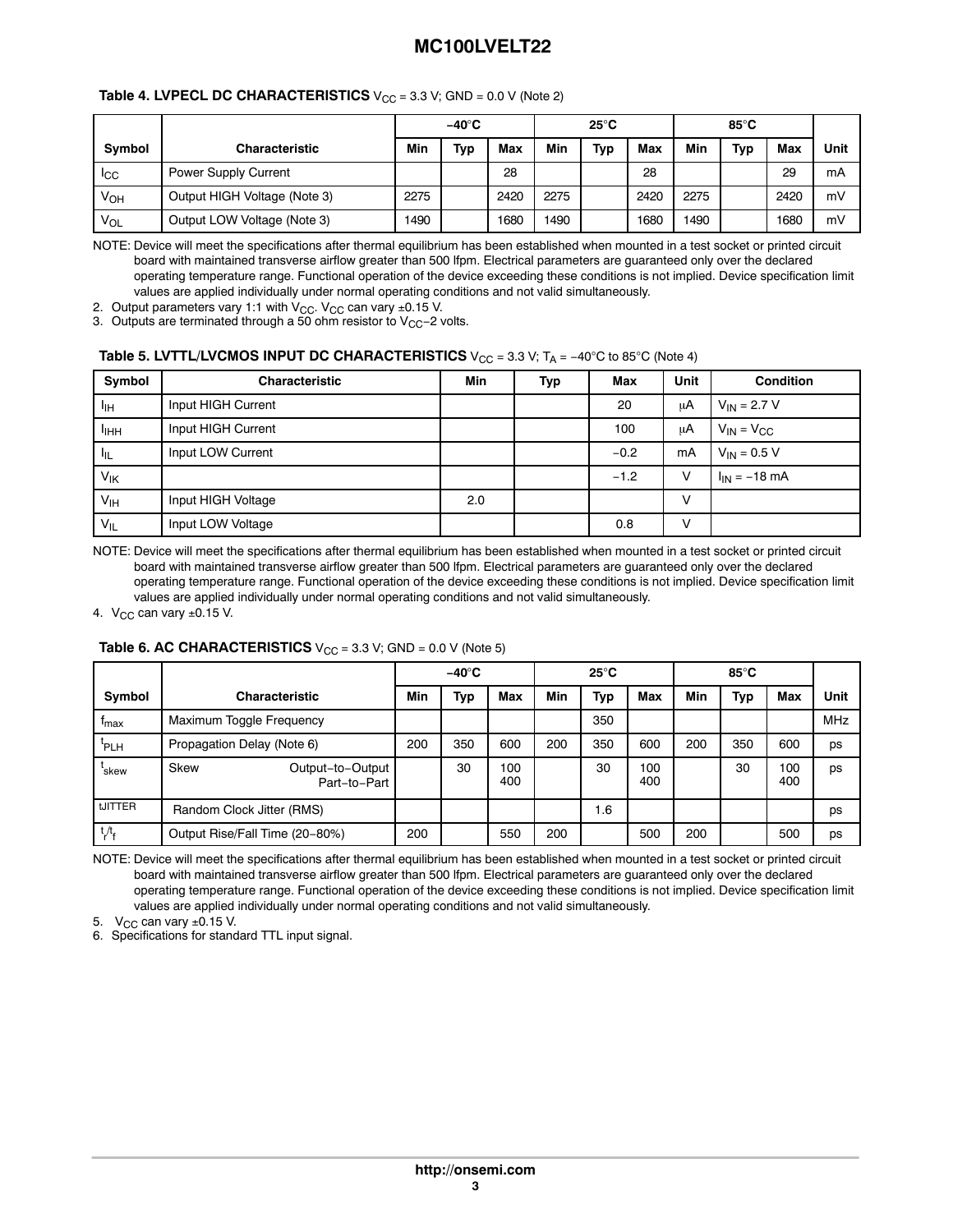**Table 4. LVPECL DC CHARACTERISTICS** $V_{CC}$ = 3.3 V; GND = 0.0 V (Note 2)

| | | −40°C | | | 25°C | | | 85°C | | | |
|---|---|---|---|---|---|---|---|---|---|---|---|
| **Symbol** | **Characteristic** | **Min** | **Typ** | **Max** | **Min** | **Typ** | **Max** | **Min** | **Typ** | **Max** | **Unit** |
| $I_{CC}$ | Power Supply Current | | | 28 | | | 28 | | | 29 | mA |
| $V_{OH}$ | Output HIGH Voltage (Note 3) | 2275 | | 2420 | 2275 | | 2420 | 2275 | | 2420 | mV |
| $V_{OL}$ | Output LOW Voltage (Note 3) | 1490 | | 1680 | 1490 | | 1680 | 1490 | | 1680 | mV |

NOTE: Device will meet the specifications after thermal equilibrium has been established when mounted in a test socket or printed circuit board with maintained transverse airflow greater than 500 lfpm. Electrical parameters are guaranteed only over the declared operating temperature range. Functional operation of the device exceeding these conditions is not implied. Device specification limit values are applied individually under normal operating conditions and not valid simultaneously.

2. Output parameters vary 1:1 with $V_{CC}$. $V_{CC}$ can vary ±0.15 V.
3. Outputs are terminated through a 50 ohm resistor to $V_{CC}$−2 volts.

**Table 5. LVTTL/LVCMOS INPUT DC CHARACTERISTICS** $V_{CC}$ = 3.3 V; $T_A$ = −40°C to 85°C (Note 4)

| Symbol | Characteristic | Min | Typ | Max | Unit | Condition |
|---|---|---|---|---|---|---|
| $I_{IH}$ | Input HIGH Current | | | 20 | μA | $V_{IN}$ = 2.7 V |
| $I_{IHH}$ | Input HIGH Current | | | 100 | μA | $V_{IN}$ = $V_{CC}$ |
| $I_{IL}$ | Input LOW Current | | | −0.2 | mA | $V_{IN}$ = 0.5 V |
| $V_{IK}$ | | | | −1.2 | V | $I_{IN}$ = −18 mA |
| $V_{IH}$ | Input HIGH Voltage | 2.0 | | | V | |
| $V_{IL}$ | Input LOW Voltage | | | 0.8 | V | |

NOTE: Device will meet the specifications after thermal equilibrium has been established when mounted in a test socket or printed circuit board with maintained transverse airflow greater than 500 lfpm. Electrical parameters are guaranteed only over the declared operating temperature range. Functional operation of the device exceeding these conditions is not implied. Device specification limit values are applied individually under normal operating conditions and not valid simultaneously.

4. $V_{CC}$ can vary ±0.15 V.

**Table 6. AC CHARACTERISTICS** $V_{CC}$ = 3.3 V; GND = 0.0 V (Note 5)

| | | −40°C | | | 25°C | | | 85°C | | | |
|---|---|---|---|---|---|---|---|---|---|---|---|
| **Symbol** | **Characteristic** | **Min** | **Typ** | **Max** | **Min** | **Typ** | **Max** | **Min** | **Typ** | **Max** | **Unit** |
| $f_{max}$ | Maximum Toggle Frequency | | | | | 350 | | | | | MHz |
| $t_{PLH}$ | Propagation Delay (Note 6) | 200 | 350 | 600 | 200 | 350 | 600 | 200 | 350 | 600 | ps |
| $t_{skew}$ | Skew Output−to−Output<br>Part−to−Part | | 30 | 100<br>400 | | 30 | 100<br>400 | | 30 | 100<br>400 | ps |
| tJITTER | Random Clock Jitter (RMS) | | | | | 1.6 | | | | | ps |
| $t_r/t_f$ | Output Rise/Fall Time (20−80%) | 200 | | 550 | 200 | | 500 | 200 | | 500 | ps |

NOTE: Device will meet the specifications after thermal equilibrium has been established when mounted in a test socket or printed circuit board with maintained transverse airflow greater than 500 lfpm. Electrical parameters are guaranteed only over the declared operating temperature range. Functional operation of the device exceeding these conditions is not implied. Device specification limit values are applied individually under normal operating conditions and not valid simultaneously.

5. $V_{CC}$ can vary ±0.15 V.
6. Specifications for standard TTL input signal.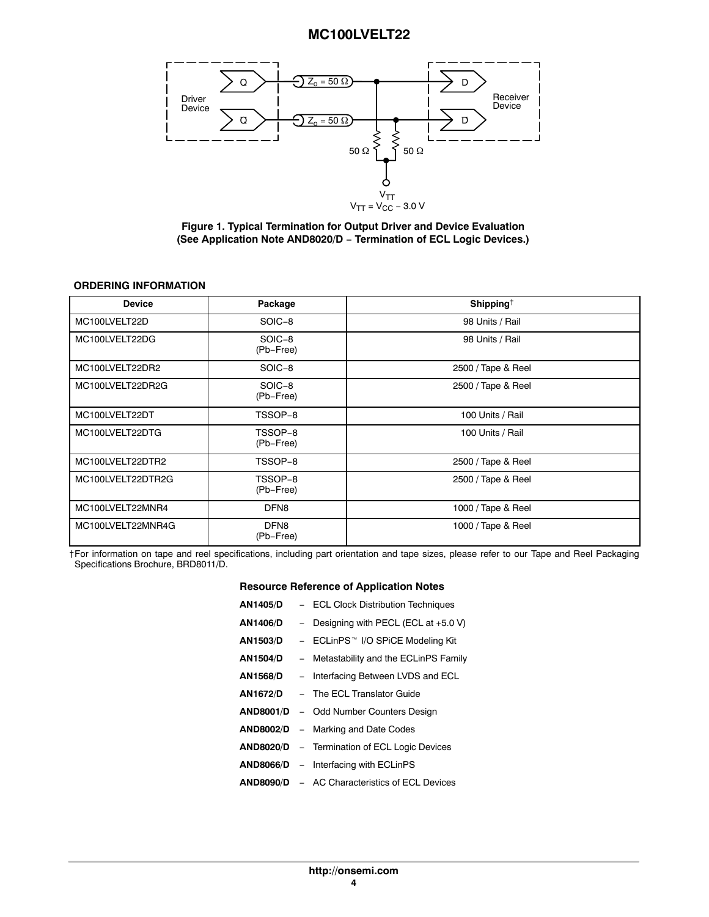Figure 1. Typical Termination for Output Driver and Device Evaluation (See Application Note AND8020/D − Termination of ECL Logic Devices.)

### ORDERING INFORMATION

| Device | Package | Shipping† |
|---|---|---|
| MC100LVELT22D | SOIC−8 | 98 Units / Rail |
| MC100LVELT22DG | SOIC−8 (Pb−Free) | 98 Units / Rail |
| MC100LVELT22DR2 | SOIC−8 | 2500 / Tape & Reel |
| MC100LVELT22DR2G | SOIC−8 (Pb−Free) | 2500 / Tape & Reel |
| MC100LVELT22DT | TSSOP−8 | 100 Units / Rail |
| MC100LVELT22DTG | TSSOP−8 (Pb−Free) | 100 Units / Rail |
| MC100LVELT22DTR2 | TSSOP−8 | 2500 / Tape & Reel |
| MC100LVELT22DTR2G | TSSOP−8 (Pb−Free) | 2500 / Tape & Reel |
| MC100LVELT22MNR4 | DFN8 | 1000 / Tape & Reel |
| MC100LVELT22MNR4G | DFN8 (Pb−Free) | 1000 / Tape & Reel |

†For information on tape and reel specifications, including part orientation and tape sizes, please refer to our Tape and Reel Packaging Specifications Brochure, BRD8011/D.

### Resource Reference of Application Notes

**AN1405/D** − ECL Clock Distribution Techniques

**AN1406/D** − Designing with PECL (ECL at +5.0 V)

**AN1503/D** − ECLinPS™ I/O SPiCE Modeling Kit

**AN1504/D** − Metastability and the ECLinPS Family

**AN1568/D** − Interfacing Between LVDS and ECL

**AN1672/D** − The ECL Translator Guide

**AND8001/D** − Odd Number Counters Design

**AND8002/D** − Marking and Date Codes

**AND8020/D** − Termination of ECL Logic Devices

**AND8066/D** − Interfacing with ECLinPS

**AND8090/D** − AC Characteristics of ECL Devices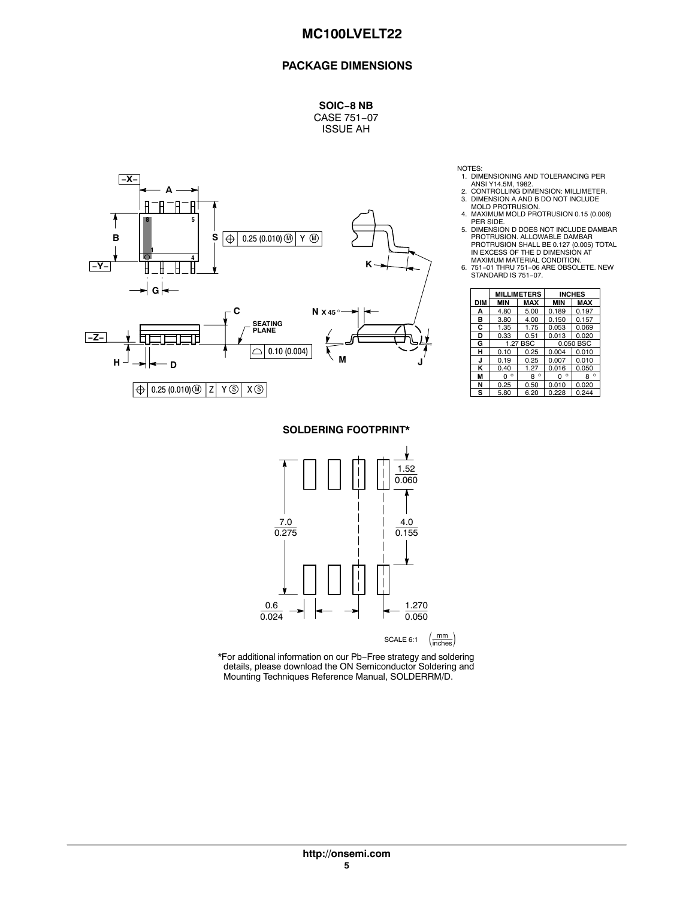## PACKAGE DIMENSIONS

**SOIC−8 NB**
CASE 751−07
ISSUE AH

NOTES:
1. DIMENSIONING AND TOLERANCING PER ANSI Y14.5M, 1982.
2. CONTROLLING DIMENSION: MILLIMETER.
3. DIMENSION A AND B DO NOT INCLUDE MOLD PROTRUSION.
4. MAXIMUM MOLD PROTRUSION 0.15 (0.006) PER SIDE.
5. DIMENSION D DOES NOT INCLUDE DAMBAR PROTRUSION. ALLOWABLE DAMBAR PROTRUSION SHALL BE 0.127 (0.005) TOTAL IN EXCESS OF THE D DIMENSION AT MAXIMUM MATERIAL CONDITION.
6. 751−01 THRU 751−06 ARE OBSOLETE. NEW STANDARD IS 751−07.

| DIM | MILLIMETERS MIN | MILLIMETERS MAX | INCHES MIN | INCHES MAX |
|---|---|---|---|---|
| A | 4.80 | 5.00 | 0.189 | 0.197 |
| B | 3.80 | 4.00 | 0.150 | 0.157 |
| C | 1.35 | 1.75 | 0.053 | 0.069 |
| D | 0.33 | 0.51 | 0.013 | 0.020 |
| G | 1.27 BSC | | 0.050 BSC | |
| H | 0.10 | 0.25 | 0.004 | 0.010 |
| J | 0.19 | 0.25 | 0.007 | 0.010 |
| K | 0.40 | 1.27 | 0.016 | 0.050 |
| M | 0 ° | 8 ° | 0 ° | 8 ° |
| N | 0.25 | 0.50 | 0.010 | 0.020 |
| S | 5.80 | 6.20 | 0.228 | 0.244 |

**SOLDERING FOOTPRINT***

*For additional information on our Pb−Free strategy and soldering details, please download the ON Semiconductor Soldering and Mounting Techniques Reference Manual, SOLDERRM/D.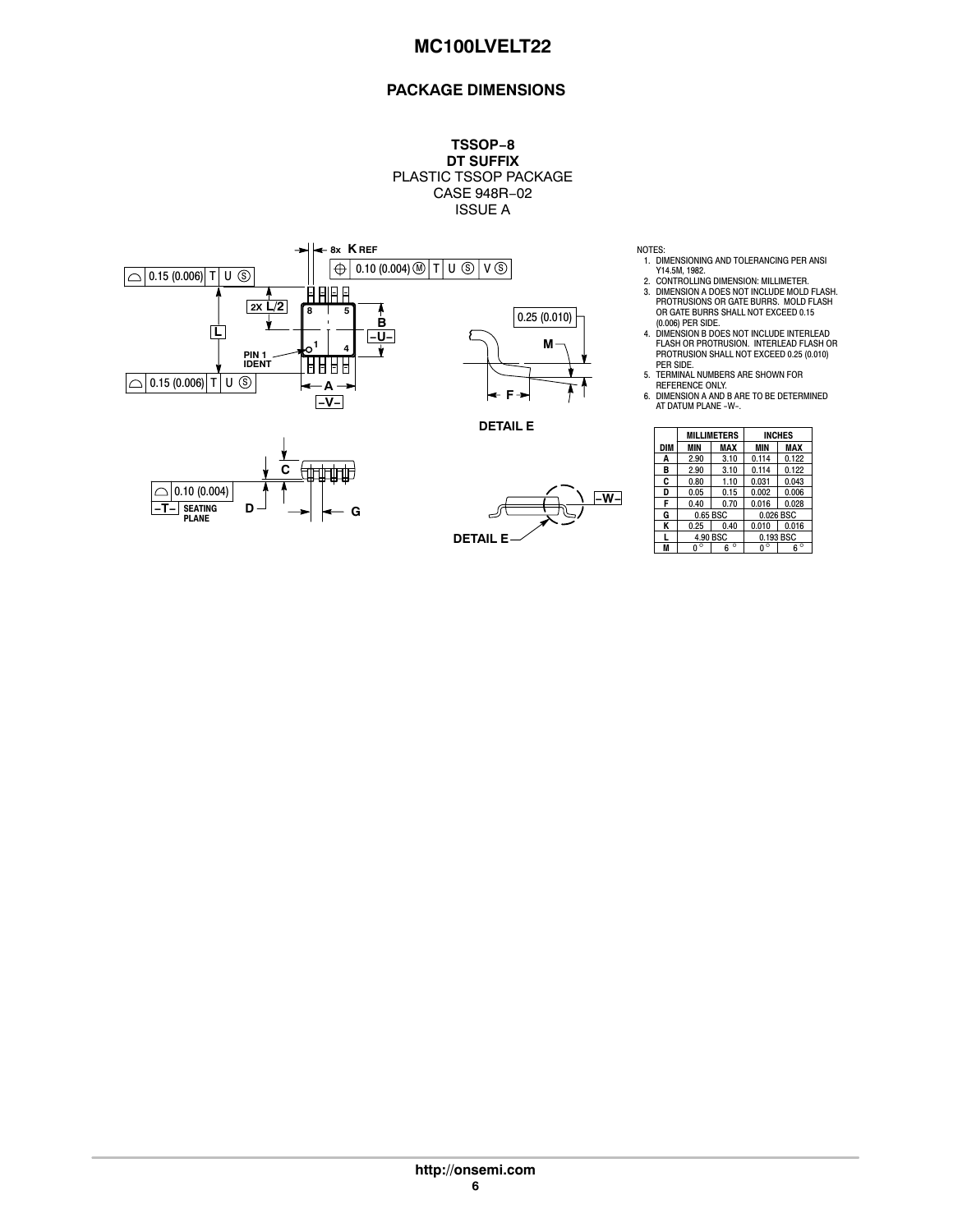## PACKAGE DIMENSIONS

**TSSOP−8**
**DT SUFFIX**
PLASTIC TSSOP PACKAGE
CASE 948R−02
ISSUE A

NOTES:
1. DIMENSIONING AND TOLERANCING PER ANSI Y14.5M, 1982.
2. CONTROLLING DIMENSION: MILLIMETER.
3. DIMENSION A DOES NOT INCLUDE MOLD FLASH. PROTRUSIONS OR GATE BURRS. MOLD FLASH OR GATE BURRS SHALL NOT EXCEED 0.15 (0.006) PER SIDE.
4. DIMENSION B DOES NOT INCLUDE INTERLEAD FLASH OR PROTRUSION. INTERLEAD FLASH OR PROTRUSION SHALL NOT EXCEED 0.25 (0.010) PER SIDE.
5. TERMINAL NUMBERS ARE SHOWN FOR REFERENCE ONLY.
6. DIMENSION A AND B ARE TO BE DETERMINED AT DATUM PLANE −W−.

| DIM | MILLIMETERS MIN | MILLIMETERS MAX | INCHES MIN | INCHES MAX |
|---|---|---|---|---|
| A | 2.90 | 3.10 | 0.114 | 0.122 |
| B | 2.90 | 3.10 | 0.114 | 0.122 |
| C | 0.80 | 1.10 | 0.031 | 0.043 |
| D | 0.05 | 0.15 | 0.002 | 0.006 |
| F | 0.40 | 0.70 | 0.016 | 0.028 |
| G | 0.65 BSC | | 0.026 BSC | |
| K | 0.25 | 0.40 | 0.010 | 0.016 |
| L | 4.90 BSC | | 0.193 BSC | |
| M | 0° | 6° | 0° | 6° |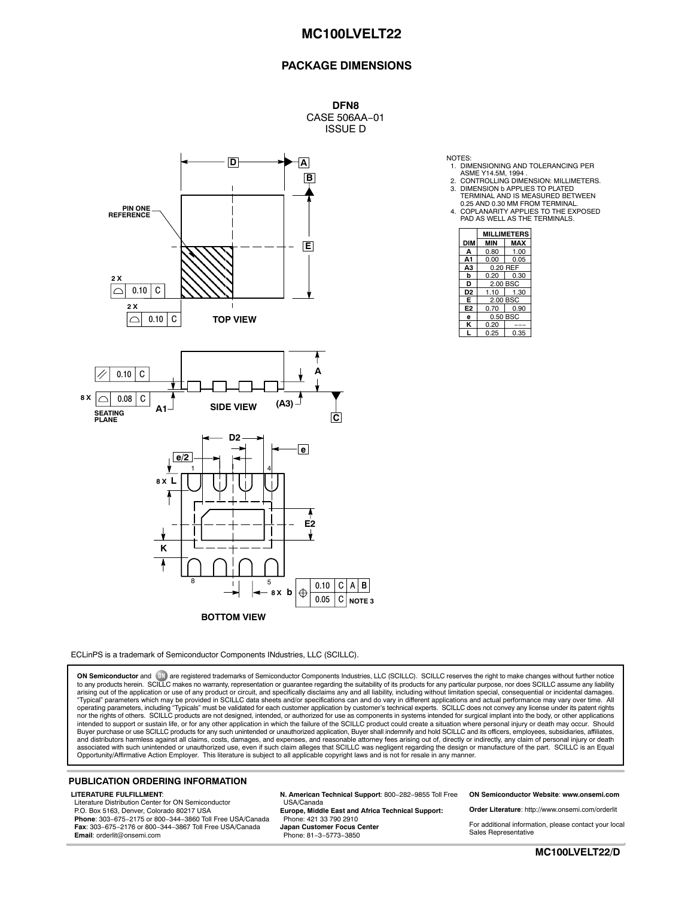## PACKAGE DIMENSIONS

**DFN8**
CASE 506AA−01
ISSUE D

D
A
B
E
PIN ONE REFERENCE
2 X
0.10 C
2 X
0.10 C
TOP VIEW

0.10 C
8 X
0.08 C
SEATING PLANE
A1
SIDE VIEW
(A3)
A
C

D2
e
e/2
1
4
8 X L
E2
K
8
5
8 X b
0.10 C A B
0.05 C
NOTE 3
BOTTOM VIEW

NOTES:

1. DIMENSIONING AND TOLERANCING PER ASME Y14.5M, 1994 .
2. CONTROLLING DIMENSION: MILLIMETERS.
3. DIMENSION b APPLIES TO PLATED TERMINAL AND IS MEASURED BETWEEN 0.25 AND 0.30 MM FROM TERMINAL.
4. COPLANARITY APPLIES TO THE EXPOSED PAD AS WELL AS THE TERMINALS.

| DIM | MILLIMETERS MIN | MILLIMETERS MAX |
|---|---|---|
| A | 0.80 | 1.00 |
| A1 | 0.00 | 0.05 |
| A3 | 0.20 REF | |
| b | 0.20 | 0.30 |
| D | 2.00 BSC | |
| D2 | 1.10 | 1.30 |
| E | 2.00 BSC | |
| E2 | 0.70 | 0.90 |
| e | 0.50 BSC | |
| K | 0.20 | −−− |
| L | 0.25 | 0.35 |

ECLinPS is a trademark of Semiconductor Components INdustries, LLC (SCILLC).

**ON Semiconductor** and  are registered trademarks of Semiconductor Components Industries, LLC (SCILLC). SCILLC reserves the right to make changes without further notice to any products herein. SCILLC makes no warranty, representation or guarantee regarding the suitability of its products for any particular purpose, nor does SCILLC assume any liability arising out of the application or use of any product or circuit, and specifically disclaims any and all liability, including without limitation special, consequential or incidental damages. "Typical" parameters which may be provided in SCILLC data sheets and/or specifications can and do vary in different applications and actual performance may vary over time. All operating parameters, including "Typicals" must be validated for each customer application by customer's technical experts. SCILLC does not convey any license under its patent rights nor the rights of others. SCILLC products are not designed, intended, or authorized for use as components in systems intended for surgical implant into the body, or other applications intended to support or sustain life, or for any other application in which the failure of the SCILLC product could create a situation where personal injury or death may occur. Should Buyer purchase or use SCILLC products for any such unintended or unauthorized application, Buyer shall indemnify and hold SCILLC and its officers, employees, subsidiaries, affiliates, and distributors harmless against all claims, costs, damages, and expenses, and reasonable attorney fees arising out of, directly or indirectly, any claim of personal injury or death associated with such unintended or unauthorized use, even if such claim alleges that SCILLC was negligent regarding the design or manufacture of the part. SCILLC is an Equal Opportunity/Affirmative Action Employer. This literature is subject to all applicable copyright laws and is not for resale in any manner.

### PUBLICATION ORDERING INFORMATION

**LITERATURE FULFILLMENT**:
Literature Distribution Center for ON Semiconductor
P.O. Box 5163, Denver, Colorado 80217 USA
**Phone**: 303−675−2175 or 800−344−3860 Toll Free USA/Canada
**Fax**: 303−675−2176 or 800−344−3867 Toll Free USA/Canada
**Email**: orderlit@onsemi.com

**N. American Technical Support**: 800−282−9855 Toll Free USA/Canada
**Europe, Middle East and Africa Technical Support:**
Phone: 421 33 790 2910
**Japan Customer Focus Center**
Phone: 81−3−5773−3850

**ON Semiconductor Website**: **www.onsemi.com**

**Order Literature**: http://www.onsemi.com/orderlit

For additional information, please contact your local Sales Representative

**MC100LVELT22/D**